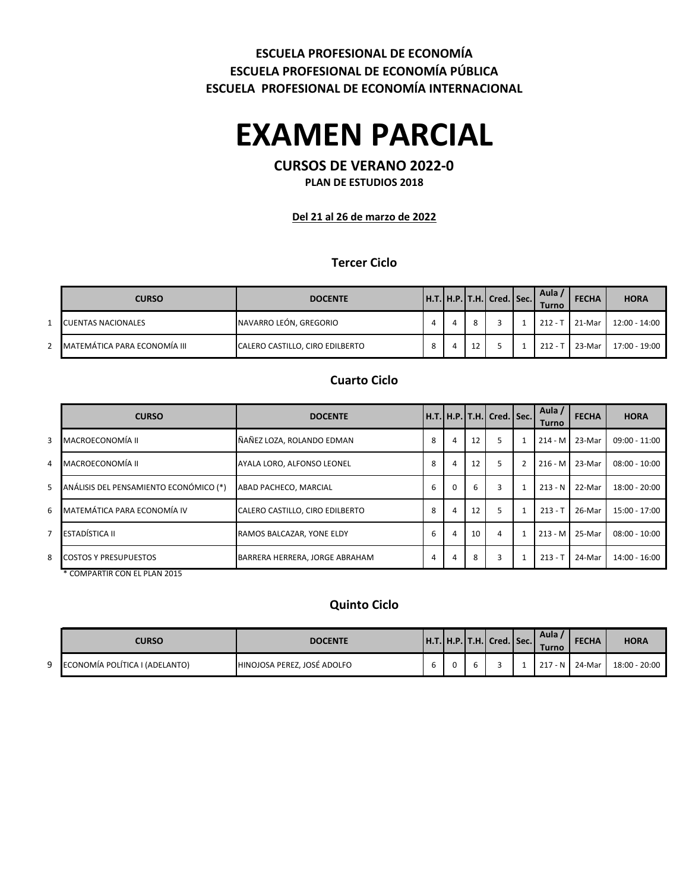**ESCUELA PROFESIONAL DE ECONOMÍA**
**ESCUELA PROFESIONAL DE ECONOMÍA PÚBLICA**
**ESCUELA PROFESIONAL DE ECONOMÍA INTERNACIONAL**

# EXAMEN PARCIAL

## CURSOS DE VERANO 2022-0

**PLAN DE ESTUDIOS 2018**

**Del 21 al 26 de marzo de 2022**

### Tercer Ciclo

| | CURSO | DOCENTE | H.T. | H.P. | T.H. | Cred. | Sec. | Aula / Turno | FECHA | HORA |
|---|---|---|---|---|---|---|---|---|---|---|
| 1 | CUENTAS NACIONALES | NAVARRO LEÓN, GREGORIO | 4 | 4 | 8 | 3 | 1 | 212 - T | 21-Mar | 12:00 - 14:00 |
| 2 | MATEMÁTICA PARA ECONOMÍA III | CALERO CASTILLO, CIRO EDILBERTO | 8 | 4 | 12 | 5 | 1 | 212 - T | 23-Mar | 17:00 - 19:00 |

### Cuarto Ciclo

| | CURSO | DOCENTE | H.T. | H.P. | T.H. | Cred. | Sec. | Aula / Turno | FECHA | HORA |
|---|---|---|---|---|---|---|---|---|---|---|
| 3 | MACROECONOMÍA II | ÑAÑEZ LOZA, ROLANDO EDMAN | 8 | 4 | 12 | 5 | 1 | 214 - M | 23-Mar | 09:00 - 11:00 |
| 4 | MACROECONOMÍA II | AYALA LORO, ALFONSO LEONEL | 8 | 4 | 12 | 5 | 2 | 216 - M | 23-Mar | 08:00 - 10:00 |
| 5 | ANÁLISIS DEL PENSAMIENTO ECONÓMICO (*) | ABAD PACHECO, MARCIAL | 6 | 0 | 6 | 3 | 1 | 213 - N | 22-Mar | 18:00 - 20:00 |
| 6 | MATEMÁTICA PARA ECONOMÍA IV | CALERO CASTILLO, CIRO EDILBERTO | 8 | 4 | 12 | 5 | 1 | 213 - T | 26-Mar | 15:00 - 17:00 |
| 7 | ESTADÍSTICA II | RAMOS BALCAZAR, YONE ELDY | 6 | 4 | 10 | 4 | 1 | 213 - M | 25-Mar | 08:00 - 10:00 |
| 8 | COSTOS Y PRESUPUESTOS | BARRERA HERRERA, JORGE ABRAHAM | 4 | 4 | 8 | 3 | 1 | 213 - T | 24-Mar | 14:00 - 16:00 |

* COMPARTIR CON EL PLAN 2015

### Quinto Ciclo

| | CURSO | DOCENTE | H.T. | H.P. | T.H. | Cred. | Sec. | Aula / Turno | FECHA | HORA |
|---|---|---|---|---|---|---|---|---|---|---|
| 9 | ECONOMÍA POLÍTICA I (ADELANTO) | HINOJOSA PEREZ, JOSÉ ADOLFO | 6 | 0 | 6 | 3 | 1 | 217 - N | 24-Mar | 18:00 - 20:00 |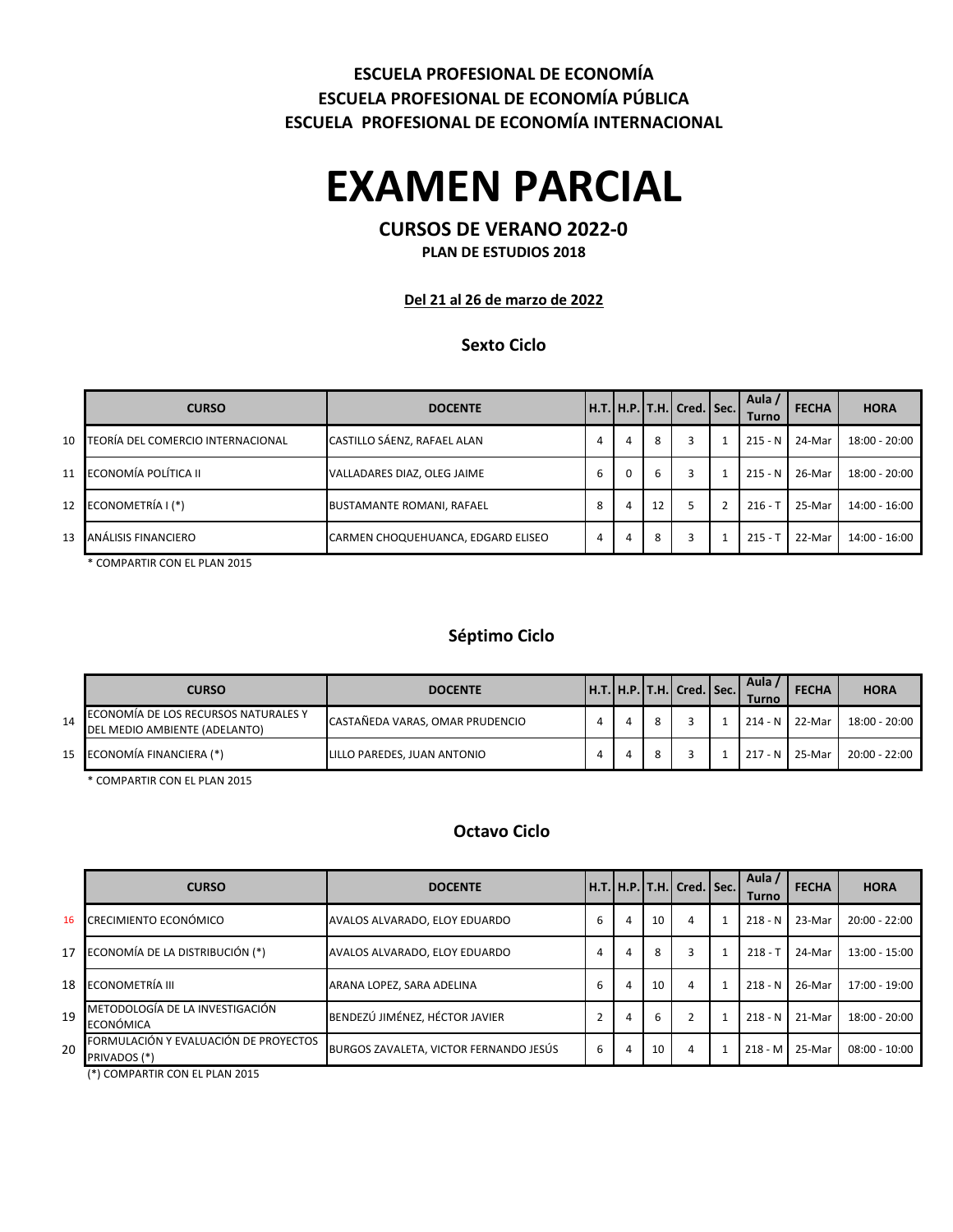**ESCUELA PROFESIONAL DE ECONOMÍA**
**ESCUELA PROFESIONAL DE ECONOMÍA PÚBLICA**
**ESCUELA PROFESIONAL DE ECONOMÍA INTERNACIONAL**

# EXAMEN PARCIAL

## CURSOS DE VERANO 2022-0

**PLAN DE ESTUDIOS 2018**

**Del 21 al 26 de marzo de 2022**

### Sexto Ciclo

| | CURSO | DOCENTE | H.T. | H.P. | T.H. | Cred. | Sec. | Aula / Turno | FECHA | HORA |
|---|---|---|---|---|---|---|---|---|---|---|
| 10 | TEORÍA DEL COMERCIO INTERNACIONAL | CASTILLO SÁENZ, RAFAEL ALAN | 4 | 4 | 8 | 3 | 1 | 215 - N | 24-Mar | 18:00 - 20:00 |
| 11 | ECONOMÍA POLÍTICA II | VALLADARES DIAZ, OLEG JAIME | 6 | 0 | 6 | 3 | 1 | 215 - N | 26-Mar | 18:00 - 20:00 |
| 12 | ECONOMETRÍA I (*) | BUSTAMANTE ROMANI, RAFAEL | 8 | 4 | 12 | 5 | 2 | 216 - T | 25-Mar | 14:00 - 16:00 |
| 13 | ANÁLISIS FINANCIERO | CARMEN CHOQUEHUANCA, EDGARD ELISEO | 4 | 4 | 8 | 3 | 1 | 215 - T | 22-Mar | 14:00 - 16:00 |

* COMPARTIR CON EL PLAN 2015

### Séptimo Ciclo

| | CURSO | DOCENTE | H.T. | H.P. | T.H. | Cred. | Sec. | Aula / Turno | FECHA | HORA |
|---|---|---|---|---|---|---|---|---|---|---|
| 14 | ECONOMÍA DE LOS RECURSOS NATURALES Y DEL MEDIO AMBIENTE (ADELANTO) | CASTAÑEDA VARAS, OMAR PRUDENCIO | 4 | 4 | 8 | 3 | 1 | 214 - N | 22-Mar | 18:00 - 20:00 |
| 15 | ECONOMÍA FINANCIERA (*) | LILLO PAREDES, JUAN ANTONIO | 4 | 4 | 8 | 3 | 1 | 217 - N | 25-Mar | 20:00 - 22:00 |

* COMPARTIR CON EL PLAN 2015

### Octavo Ciclo

| | CURSO | DOCENTE | H.T. | H.P. | T.H. | Cred. | Sec. | Aula / Turno | FECHA | HORA |
|---|---|---|---|---|---|---|---|---|---|---|
| 16 | CRECIMIENTO ECONÓMICO | AVALOS ALVARADO, ELOY EDUARDO | 6 | 4 | 10 | 4 | 1 | 218 - N | 23-Mar | 20:00 - 22:00 |
| 17 | ECONOMÍA DE LA DISTRIBUCIÓN (*) | AVALOS ALVARADO, ELOY EDUARDO | 4 | 4 | 8 | 3 | 1 | 218 - T | 24-Mar | 13:00 - 15:00 |
| 18 | ECONOMETRÍA III | ARANA LOPEZ, SARA ADELINA | 6 | 4 | 10 | 4 | 1 | 218 - N | 26-Mar | 17:00 - 19:00 |
| 19 | METODOLOGÍA DE LA INVESTIGACIÓN ECONÓMICA | BENDEZÚ JIMÉNEZ, HÉCTOR JAVIER | 2 | 4 | 6 | 2 | 1 | 218 - N | 21-Mar | 18:00 - 20:00 |
| 20 | FORMULACIÓN Y EVALUACIÓN DE PROYECTOS PRIVADOS (*) | BURGOS ZAVALETA, VICTOR FERNANDO JESÚS | 6 | 4 | 10 | 4 | 1 | 218 - M | 25-Mar | 08:00 - 10:00 |

(*) COMPARTIR CON EL PLAN 2015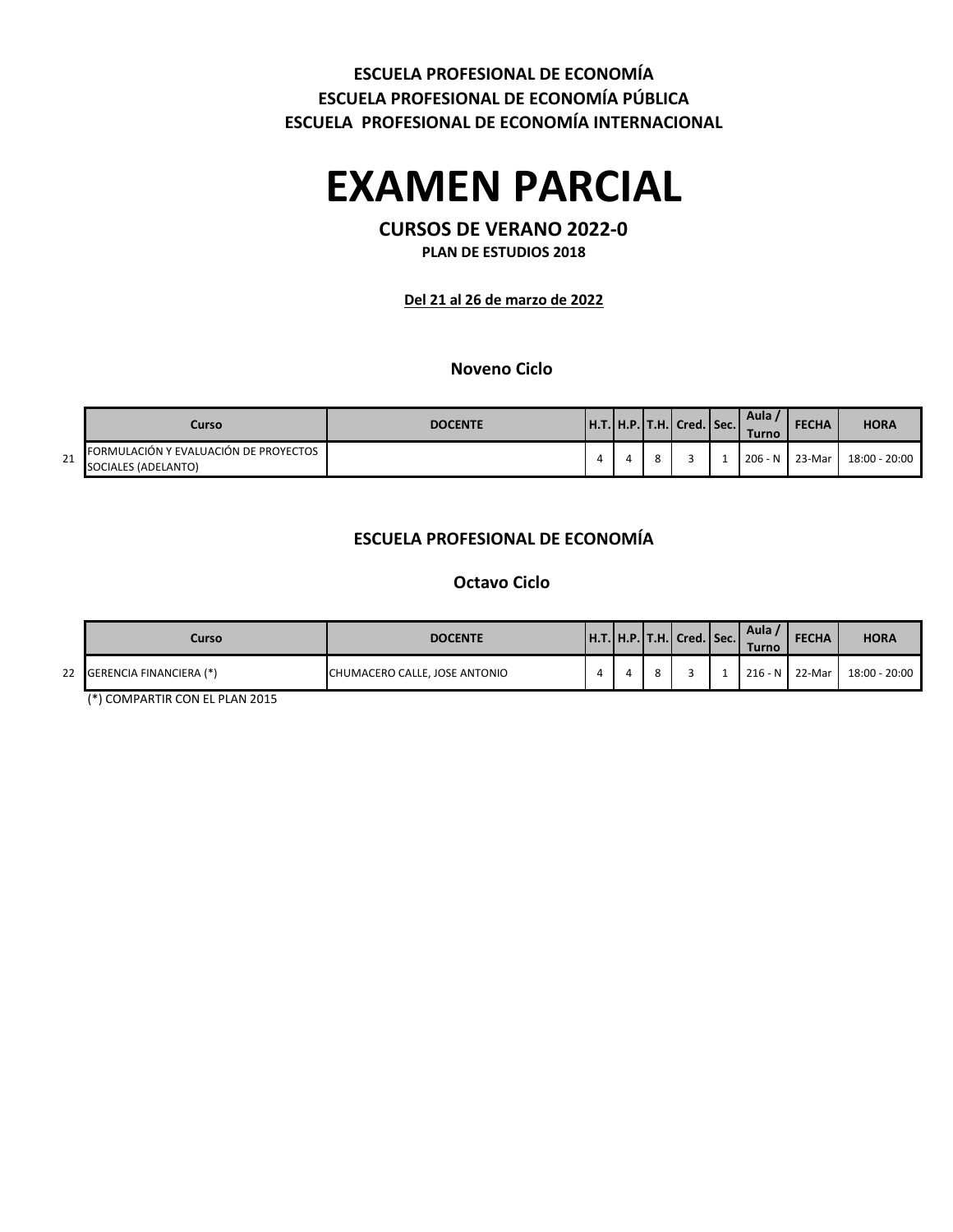**ESCUELA PROFESIONAL DE ECONOMÍA**
**ESCUELA PROFESIONAL DE ECONOMÍA PÚBLICA**
**ESCUELA PROFESIONAL DE ECONOMÍA INTERNACIONAL**

# EXAMEN PARCIAL

## CURSOS DE VERANO 2022-0

**PLAN DE ESTUDIOS 2018**

**Del 21 al 26 de marzo de 2022**

### Noveno Ciclo

| | Curso | DOCENTE | H.T. | H.P. | T.H. | Cred. | Sec. | Aula / Turno | FECHA | HORA |
|---|---|---|---|---|---|---|---|---|---|---|
| 21 | FORMULACIÓN Y EVALUACIÓN DE PROYECTOS SOCIALES (ADELANTO) | | 4 | 4 | 8 | 3 | 1 | 206 - N | 23-Mar | 18:00 - 20:00 |

## ESCUELA PROFESIONAL DE ECONOMÍA

### Octavo Ciclo

| | Curso | DOCENTE | H.T. | H.P. | T.H. | Cred. | Sec. | Aula / Turno | FECHA | HORA |
|---|---|---|---|---|---|---|---|---|---|---|
| 22 | GERENCIA FINANCIERA (*) | CHUMACERO CALLE, JOSE ANTONIO | 4 | 4 | 8 | 3 | 1 | 216 - N | 22-Mar | 18:00 - 20:00 |

(*) COMPARTIR CON EL PLAN 2015